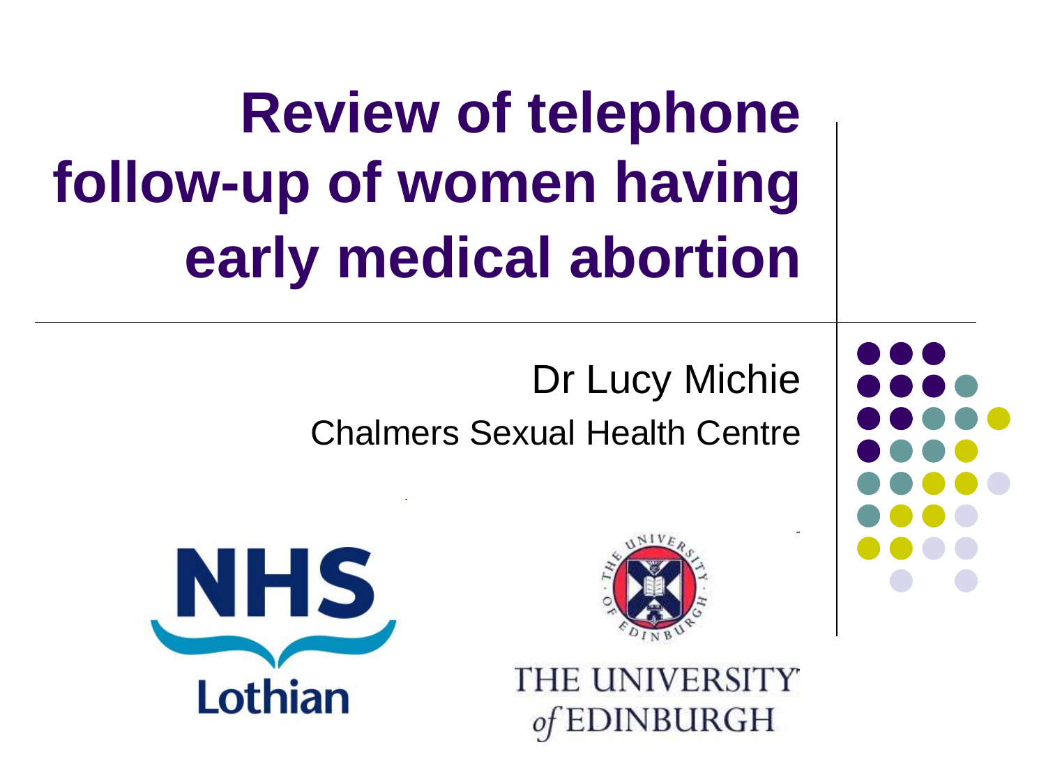# Review of telephone follow-up of women having early medical abortion

Dr Lucy Michie

Chalmers Sexual Health Centre

NHS Lothian

THE UNIVERSITY of EDINBURGH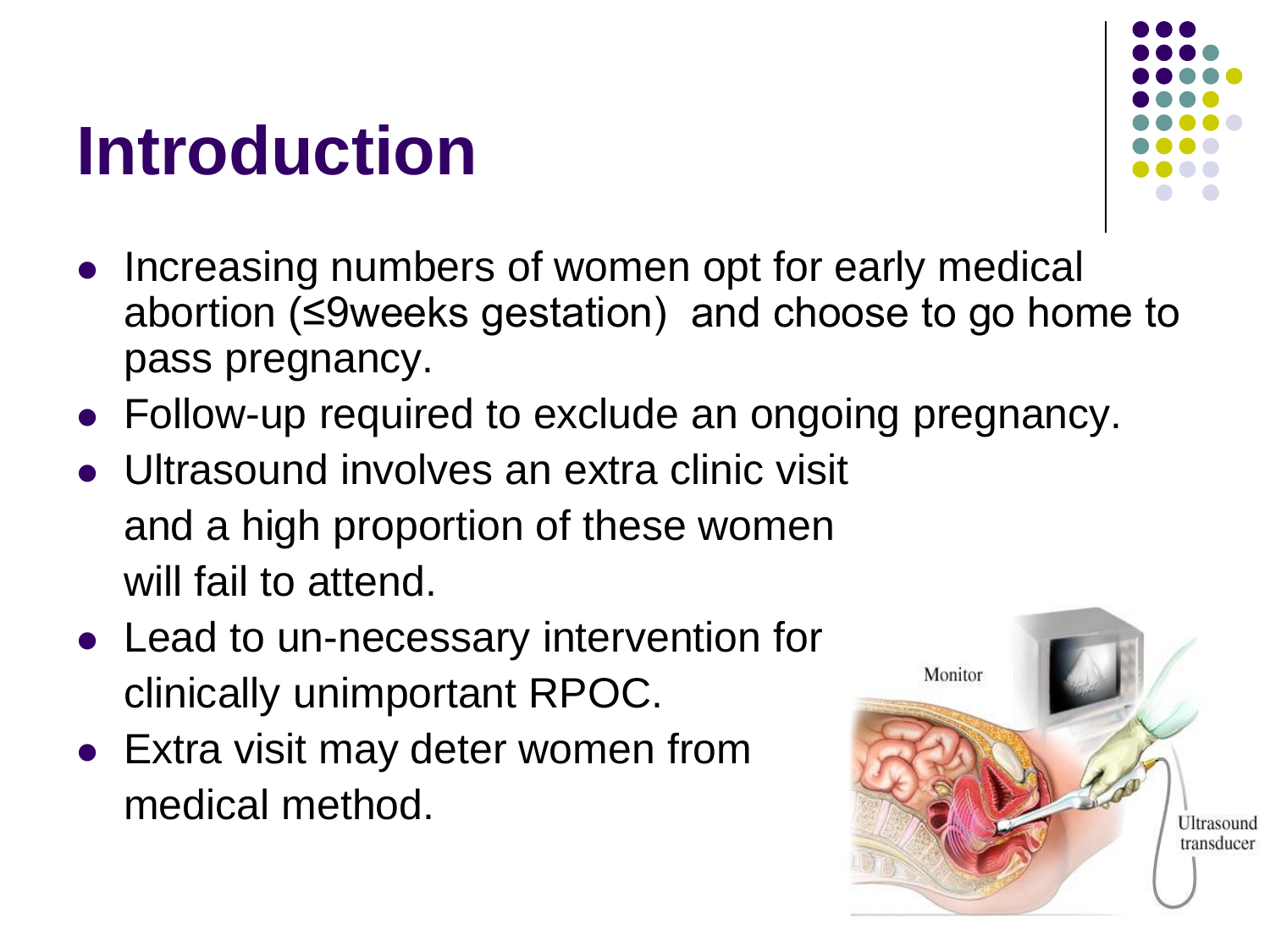# Introduction

- Increasing numbers of women opt for early medical abortion (≤9weeks gestation) and choose to go home to pass pregnancy.
- Follow-up required to exclude an ongoing pregnancy.
- Ultrasound involves an extra clinic visit and a high proportion of these women will fail to attend.
- Lead to un-necessary intervention for clinically unimportant RPOC.
- Extra visit may deter women from medical method.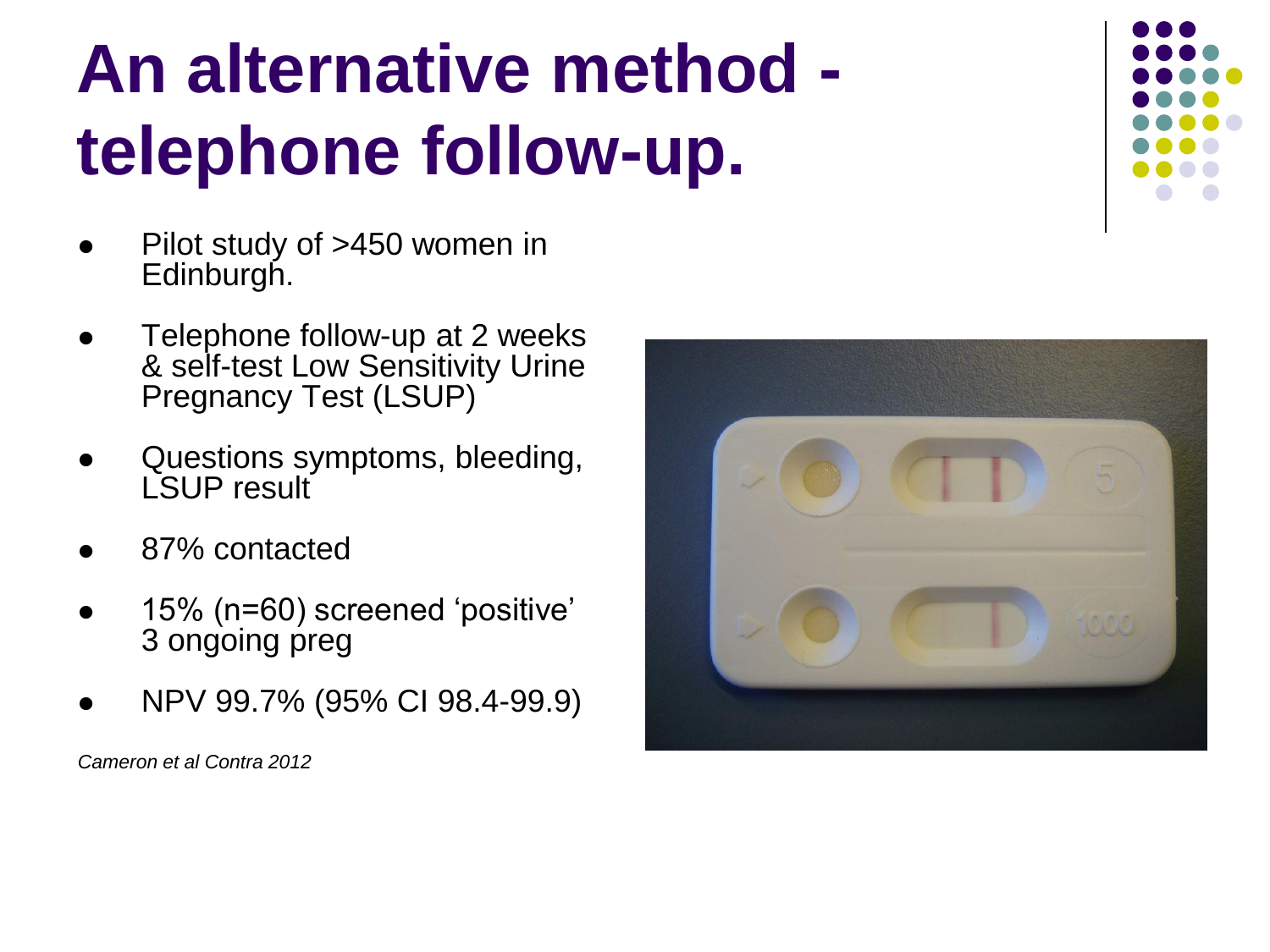# An alternative method - telephone follow-up.

- Pilot study of >450 women in Edinburgh.
- Telephone follow-up at 2 weeks & self-test Low Sensitivity Urine Pregnancy Test (LSUP)
- Questions symptoms, bleeding, LSUP result
- 87% contacted
- 15% (n=60) screened 'positive' 3 ongoing preg
- NPV 99.7% (95% CI 98.4-99.9)

*Cameron et al Contra 2012*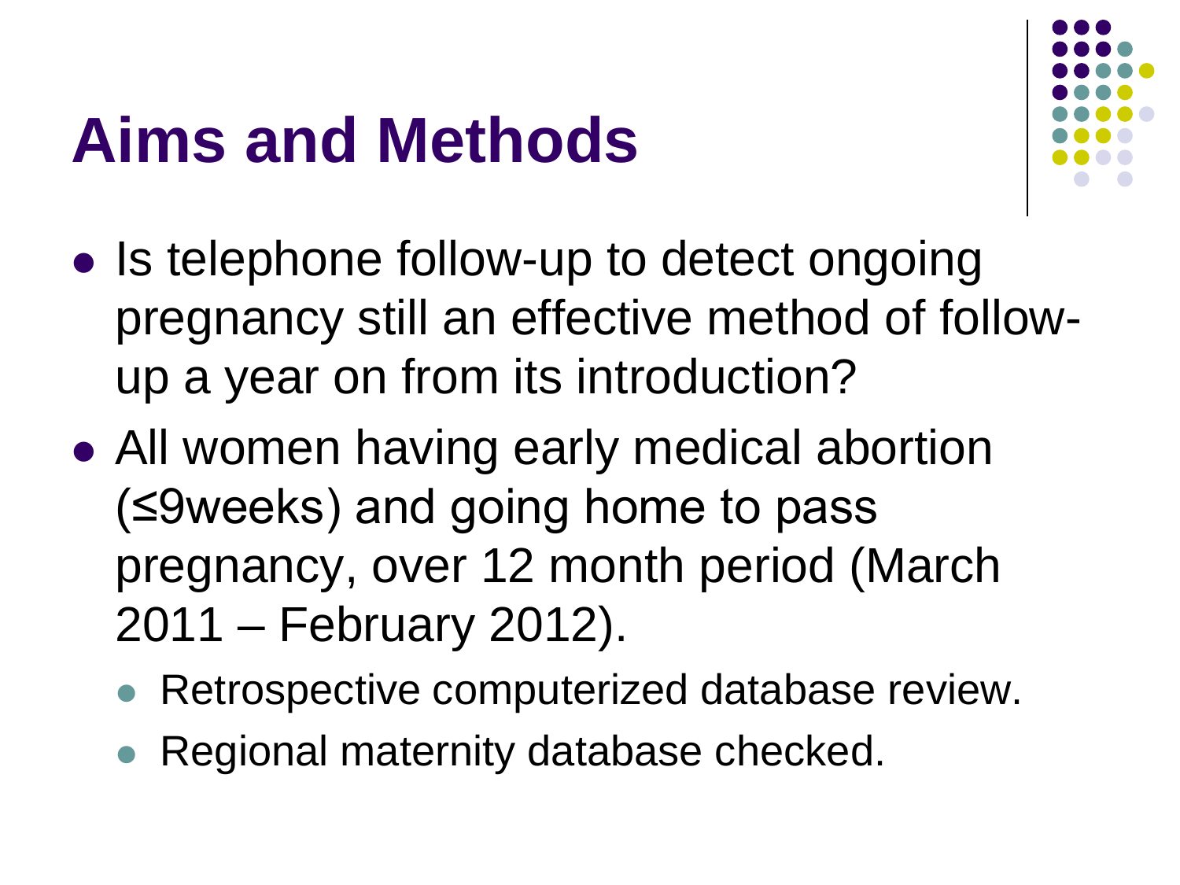# Aims and Methods

- Is telephone follow-up to detect ongoing pregnancy still an effective method of follow-up a year on from its introduction?
- All women having early medical abortion (≤9weeks) and going home to pass pregnancy, over 12 month period (March 2011 – February 2012).
  - Retrospective computerized database review.
  - Regional maternity database checked.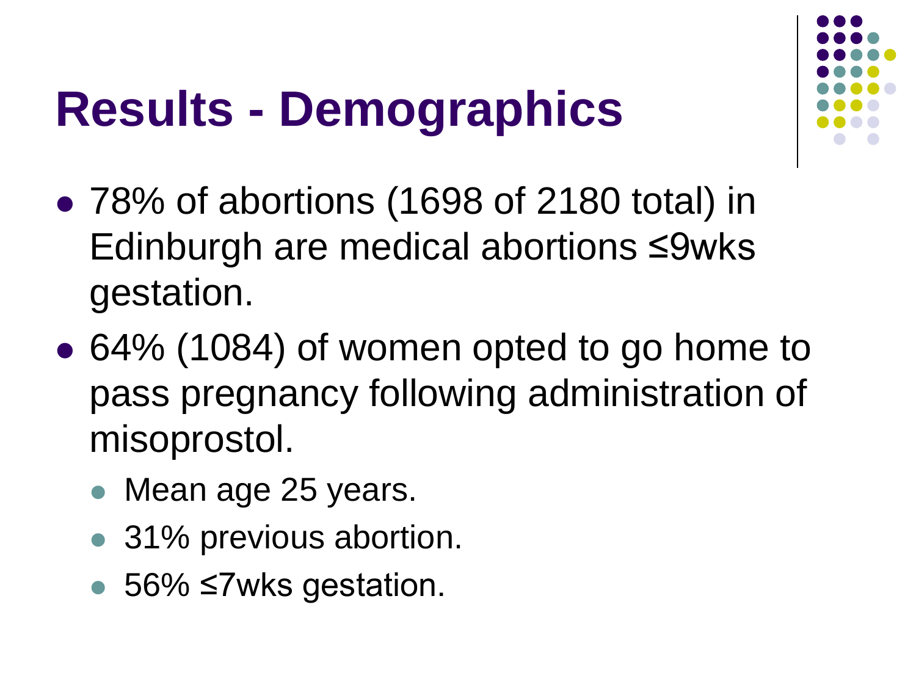# Results - Demographics

- 78% of abortions (1698 of 2180 total) in Edinburgh are medical abortions ≤9wks gestation.
- 64% (1084) of women opted to go home to pass pregnancy following administration of misoprostol.
  - Mean age 25 years.
  - 31% previous abortion.
  - 56% ≤7wks gestation.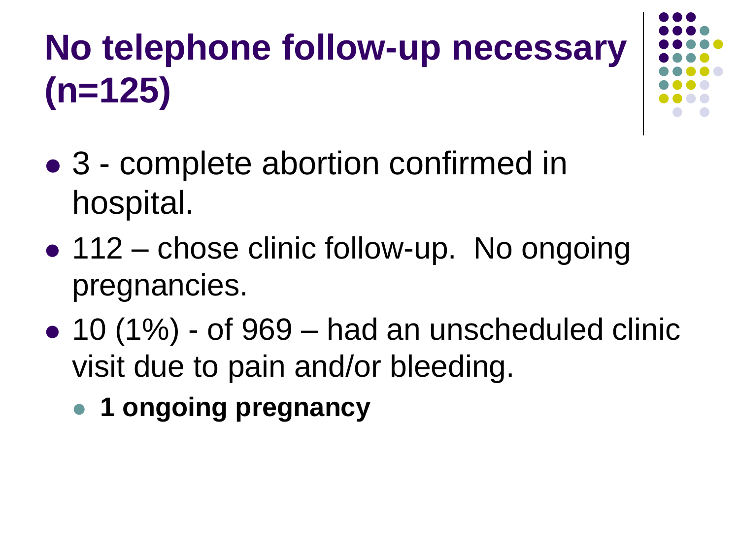# No telephone follow-up necessary (n=125)

- 3 - complete abortion confirmed in hospital.
- 112 – chose clinic follow-up. No ongoing pregnancies.
- 10 (1%) - of 969 – had an unscheduled clinic visit due to pain and/or bleeding.
  - **1 ongoing pregnancy**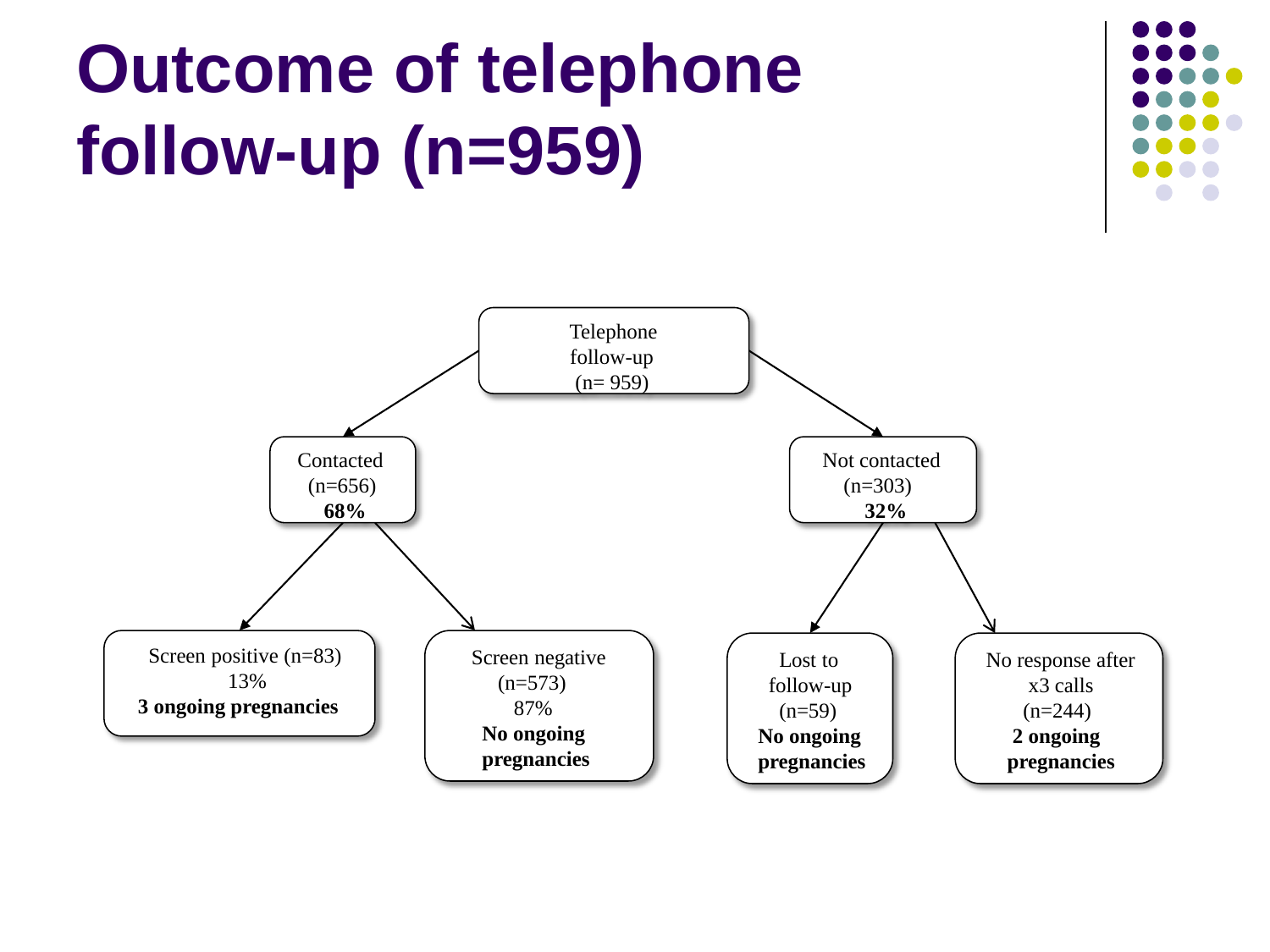# Outcome of telephone follow-up (n=959)

- Telephone follow-up (n= 959)
  - Contacted (n=656) **68%**
    - Screen positive (n=83) 13% **3 ongoing pregnancies**
    - Screen negative (n=573) 87% **No ongoing pregnancies**
  - Not contacted (n=303) **32%**
    - Lost to follow-up (n=59) **No ongoing pregnancies**
    - No response after x3 calls (n=244) **2 ongoing pregnancies**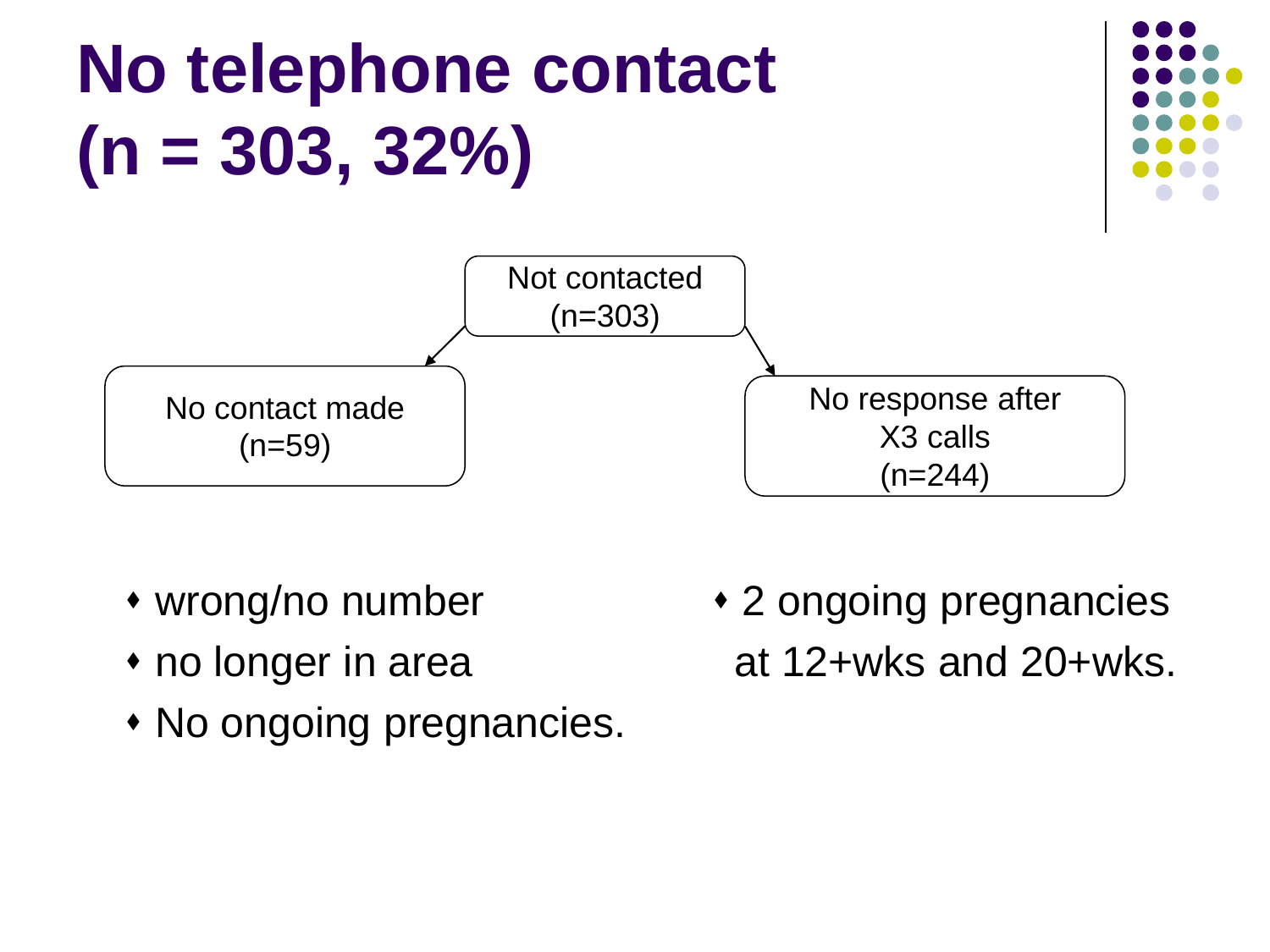# No telephone contact (n = 303, 32%)

Not contacted (n=303)

- No contact made (n=59)
- No response after X3 calls (n=244)

- wrong/no number
- no longer in area
- No ongoing pregnancies.

- 2 ongoing pregnancies at 12+wks and 20+wks.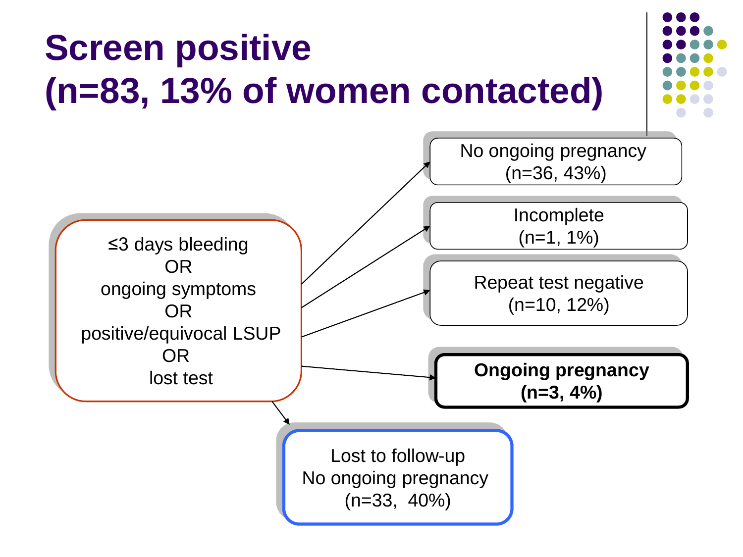# Screen positive (n=83, 13% of women contacted)

≤3 days bleeding
OR
ongoing symptoms
OR
positive/equivocal LSUP
OR
lost test

- No ongoing pregnancy (n=36, 43%)
- Incomplete (n=1, 1%)
- Repeat test negative (n=10, 12%)
- **Ongoing pregnancy (n=3, 4%)**
- Lost to follow-up No ongoing pregnancy (n=33, 40%)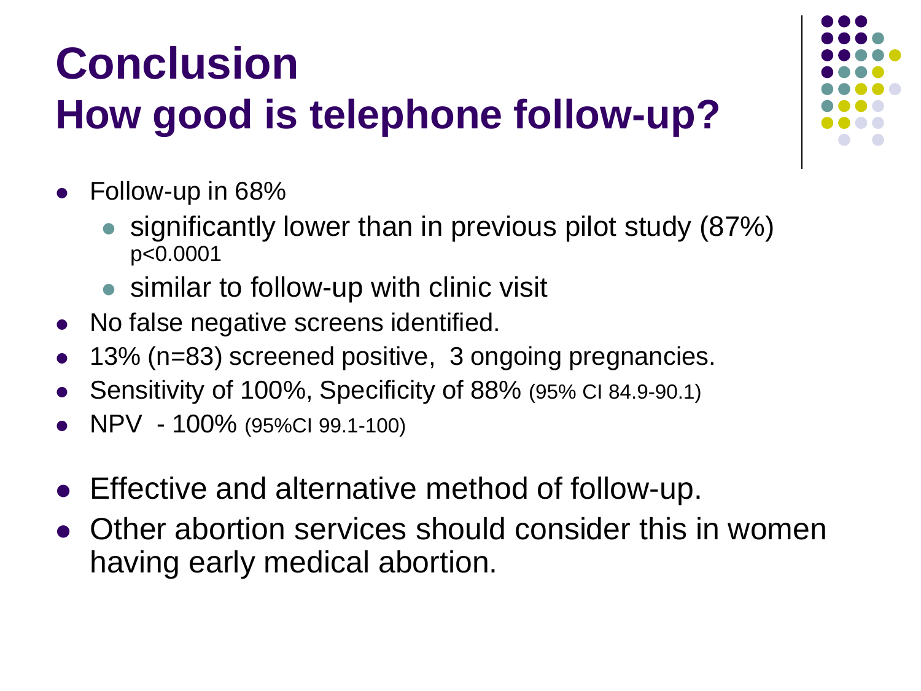# Conclusion
## How good is telephone follow-up?

- Follow-up in 68%
  - significantly lower than in previous pilot study (87%) $p<0.0001$
  - similar to follow-up with clinic visit
- No false negative screens identified.
- 13% (n=83) screened positive, 3 ongoing pregnancies.
- Sensitivity of 100%, Specificity of 88% (95% CI 84.9-90.1)
- NPV - 100% (95%CI 99.1-100)

- Effective and alternative method of follow-up.
- Other abortion services should consider this in women having early medical abortion.